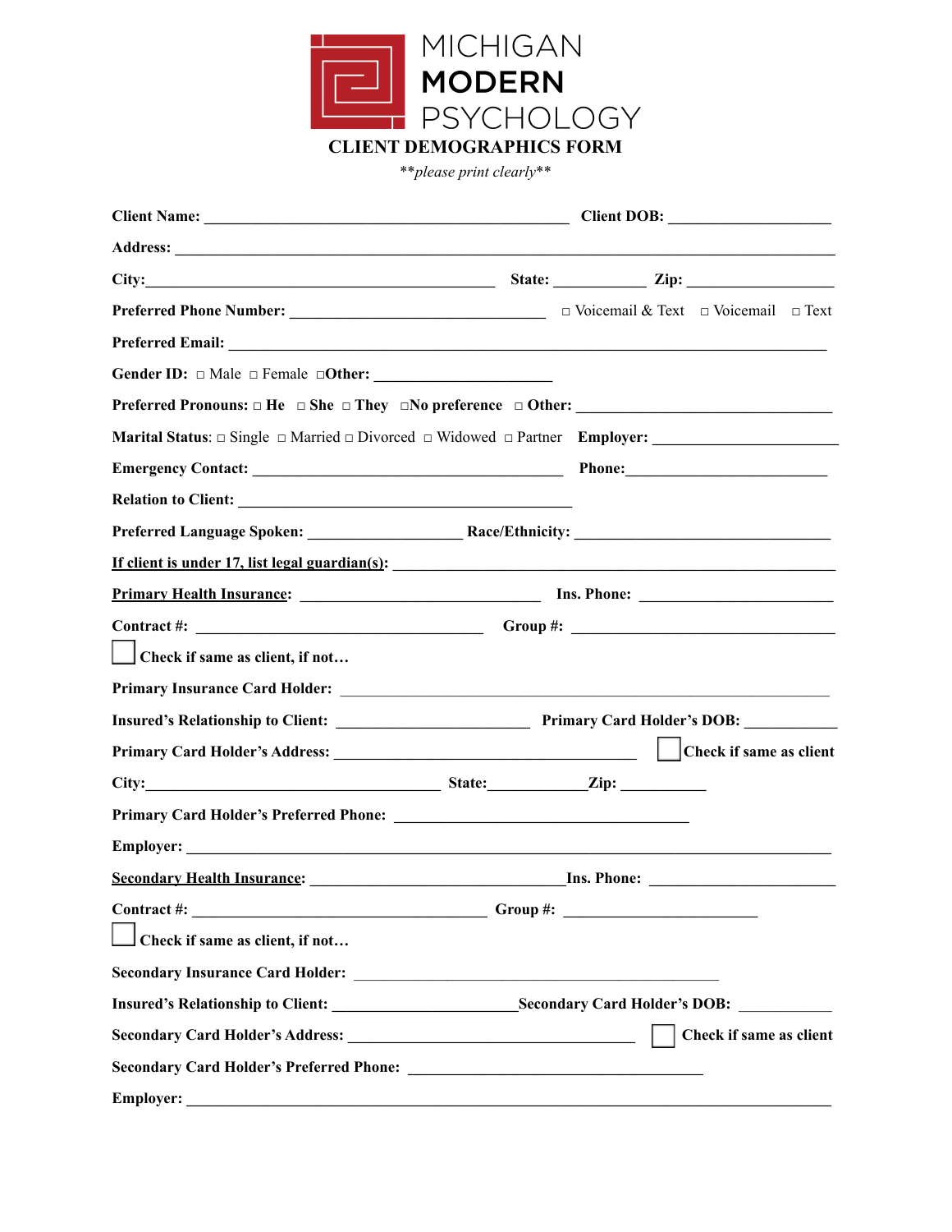# MICHIGAN MODERN PSYCHOLOGY

## CLIENT DEMOGRAPHICS FORM

*\*\*please print clearly\*\**

**Client Name:** ______________________________________________ **Client DOB:** ____________________

**Address:** ____________________________________________________________________________

**City:**____________________________________________ **State:** ___________ **Zip:** ___________________

**Preferred Phone Number:** _______________________________ □ Voicemail & Text □ Voicemail □ Text

**Preferred Email:** __________________________________________________________________________

**Gender ID:** □ Male □ Female □**Other:** _____________________

**Preferred Pronouns:** □ **He** □ **She** □ **They** □**No preference** □ **Other:** ________________________________

**Marital Status**: □ Single □ Married □ Divorced □ Widowed □ Partner **Employer:** ______________________

**Emergency Contact:** _______________________________________ **Phone:**________________________

**Relation to Client:** __________________________________________

**Preferred Language Spoken:** ___________________ **Race/Ethnicity:** ________________________________

<u>**If client is under 17, list legal guardian(s):**</u> ____________________________________________________

<u>**Primary Health Insurance:**</u> ______________________________ **Ins. Phone:** ________________________

**Contract #:** ____________________________________ **Group #:** ________________________________

☐ **Check if same as client, if not…**

**Primary Insurance Card Holder:** ____________________________________________________________

**Insured's Relationship to Client:** ________________________ **Primary Card Holder's DOB:** ___________

**Primary Card Holder's Address:** _____________________________________ ☐ **Check if same as client**

**City:**____________________________________ **State:**____________**Zip:** ___________

**Primary Card Holder's Preferred Phone:** ____________________________________

**Employer:** _________________________________________________________________________

<u>**Secondary Health Insurance:**</u> ________________________________**Ins. Phone:** ______________________

**Contract #:** _____________________________________ **Group #:** ________________________

☐ **Check if same as client, if not…**

**Secondary Insurance Card Holder:** _____________________________________________

**Insured's Relationship to Client:** _______________________**Secondary Card Holder's DOB:** ___________

**Secondary Card Holder's Address:** ___________________________________ ☐ **Check if same as client**

**Secondary Card Holder's Preferred Phone:** ____________________________________

**Employer:** _________________________________________________________________________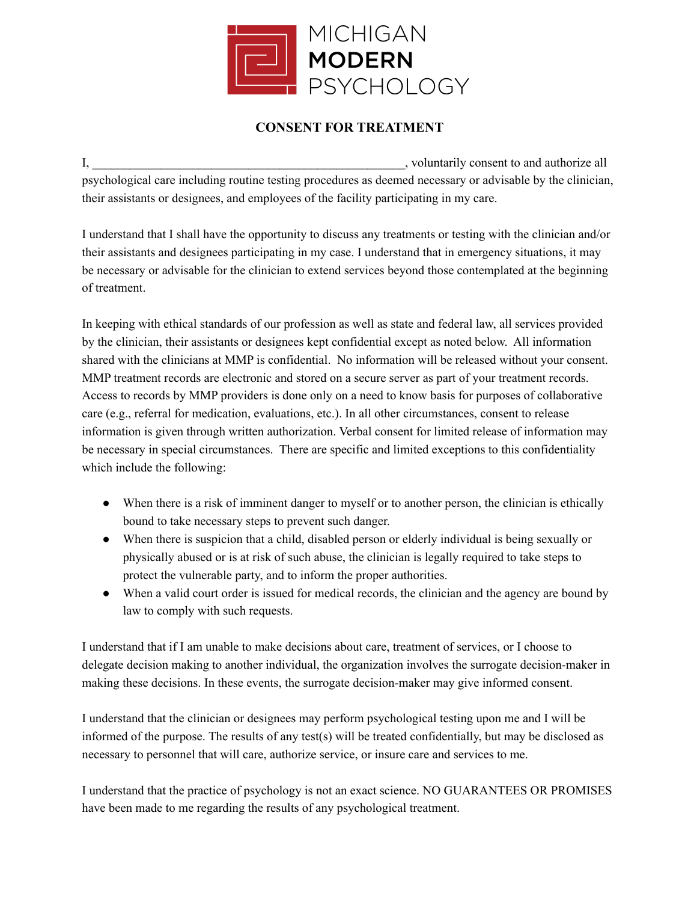MICHIGAN
**MODERN**
PSYCHOLOGY

## CONSENT FOR TREATMENT

I, ___________________________________________________, voluntarily consent to and authorize all psychological care including routine testing procedures as deemed necessary or advisable by the clinician, their assistants or designees, and employees of the facility participating in my care.

I understand that I shall have the opportunity to discuss any treatments or testing with the clinician and/or their assistants and designees participating in my case. I understand that in emergency situations, it may be necessary or advisable for the clinician to extend services beyond those contemplated at the beginning of treatment.

In keeping with ethical standards of our profession as well as state and federal law, all services provided by the clinician, their assistants or designees kept confidential except as noted below. All information shared with the clinicians at MMP is confidential. No information will be released without your consent. MMP treatment records are electronic and stored on a secure server as part of your treatment records. Access to records by MMP providers is done only on a need to know basis for purposes of collaborative care (e.g., referral for medication, evaluations, etc.). In all other circumstances, consent to release information is given through written authorization. Verbal consent for limited release of information may be necessary in special circumstances. There are specific and limited exceptions to this confidentiality which include the following:

- When there is a risk of imminent danger to myself or to another person, the clinician is ethically bound to take necessary steps to prevent such danger.
- When there is suspicion that a child, disabled person or elderly individual is being sexually or physically abused or is at risk of such abuse, the clinician is legally required to take steps to protect the vulnerable party, and to inform the proper authorities.
- When a valid court order is issued for medical records, the clinician and the agency are bound by law to comply with such requests.

I understand that if I am unable to make decisions about care, treatment of services, or I choose to delegate decision making to another individual, the organization involves the surrogate decision-maker in making these decisions. In these events, the surrogate decision-maker may give informed consent.

I understand that the clinician or designees may perform psychological testing upon me and I will be informed of the purpose. The results of any test(s) will be treated confidentially, but may be disclosed as necessary to personnel that will care, authorize service, or insure care and services to me.

I understand that the practice of psychology is not an exact science. NO GUARANTEES OR PROMISES have been made to me regarding the results of any psychological treatment.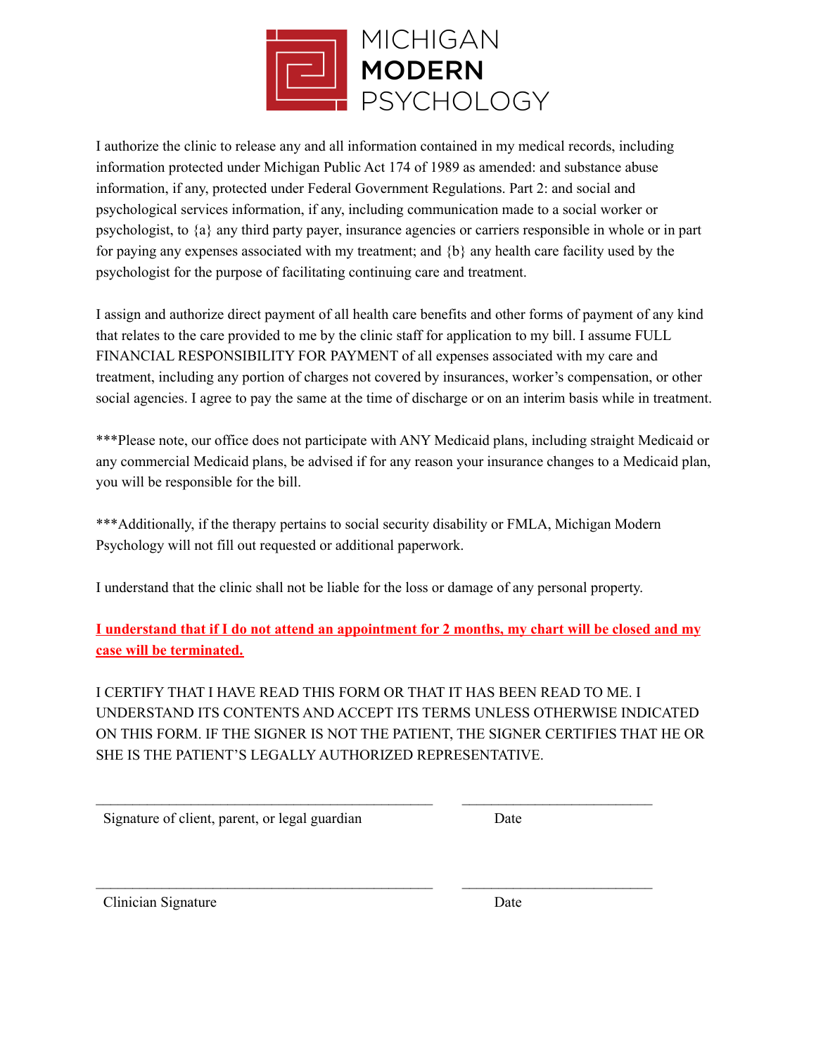# MICHIGAN MODERN PSYCHOLOGY

I authorize the clinic to release any and all information contained in my medical records, including information protected under Michigan Public Act 174 of 1989 as amended: and substance abuse information, if any, protected under Federal Government Regulations. Part 2: and social and psychological services information, if any, including communication made to a social worker or psychologist, to {a} any third party payer, insurance agencies or carriers responsible in whole or in part for paying any expenses associated with my treatment; and {b} any health care facility used by the psychologist for the purpose of facilitating continuing care and treatment.

I assign and authorize direct payment of all health care benefits and other forms of payment of any kind that relates to the care provided to me by the clinic staff for application to my bill. I assume FULL FINANCIAL RESPONSIBILITY FOR PAYMENT of all expenses associated with my care and treatment, including any portion of charges not covered by insurances, worker's compensation, or other social agencies. I agree to pay the same at the time of discharge or on an interim basis while in treatment.

***Please note, our office does not participate with ANY Medicaid plans, including straight Medicaid or any commercial Medicaid plans, be advised if for any reason your insurance changes to a Medicaid plan, you will be responsible for the bill.

***Additionally, if the therapy pertains to social security disability or FMLA, Michigan Modern Psychology will not fill out requested or additional paperwork.

I understand that the clinic shall not be liable for the loss or damage of any personal property.

**I understand that if I do not attend an appointment for 2 months, my chart will be closed and my case will be terminated.**

I CERTIFY THAT I HAVE READ THIS FORM OR THAT IT HAS BEEN READ TO ME. I UNDERSTAND ITS CONTENTS AND ACCEPT ITS TERMS UNLESS OTHERWISE INDICATED ON THIS FORM. IF THE SIGNER IS NOT THE PATIENT, THE SIGNER CERTIFIES THAT HE OR SHE IS THE PATIENT'S LEGALLY AUTHORIZED REPRESENTATIVE.

_______________________________________________ __________________________

Signature of client, parent, or legal guardian Date

_______________________________________________ __________________________

Clinician Signature Date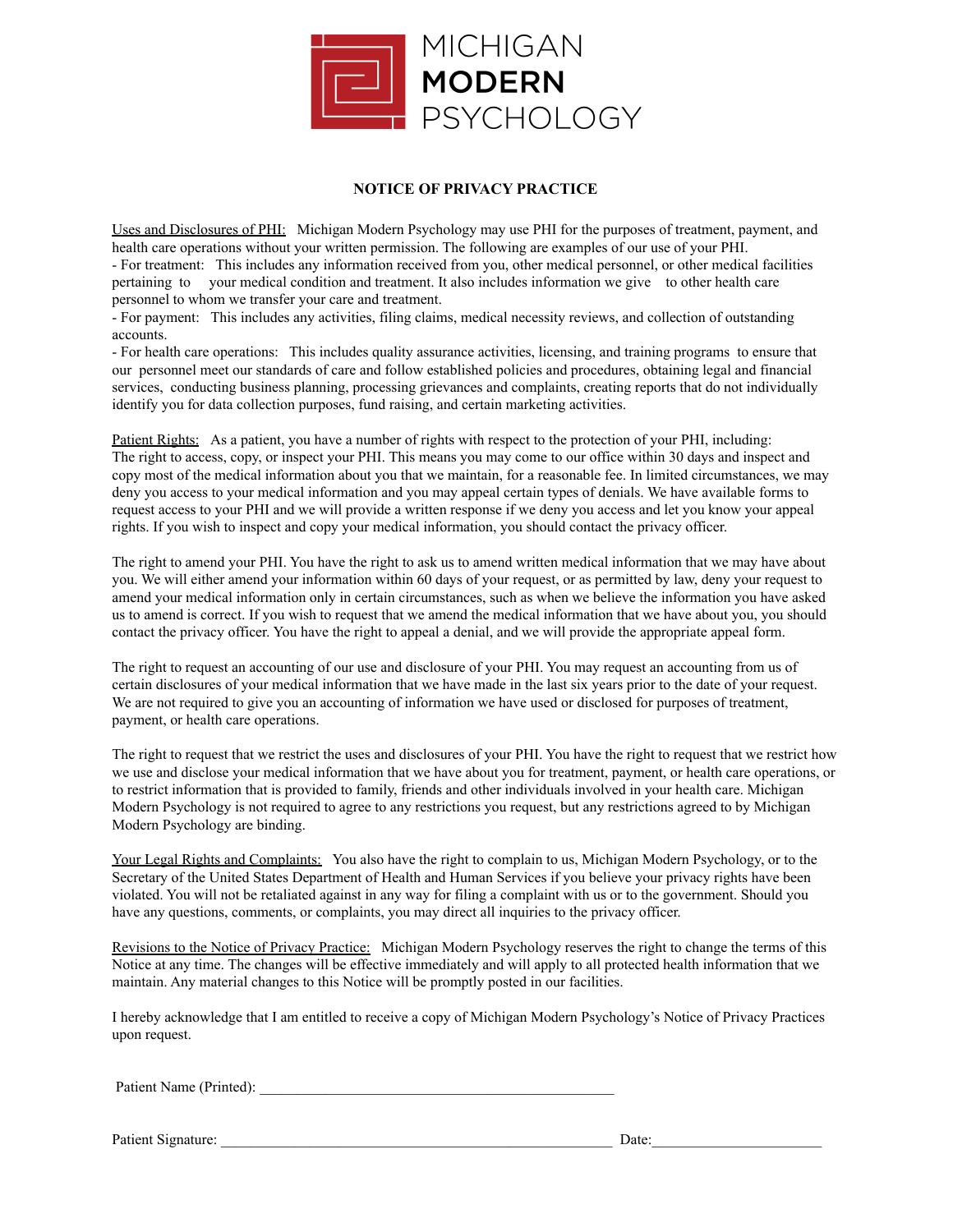MICHIGAN **MODERN** PSYCHOLOGY

## NOTICE OF PRIVACY PRACTICE

Uses and Disclosures of PHI: Michigan Modern Psychology may use PHI for the purposes of treatment, payment, and health care operations without your written permission. The following are examples of our use of your PHI.

- For treatment: This includes any information received from you, other medical personnel, or other medical facilities pertaining to your medical condition and treatment. It also includes information we give to other health care personnel to whom we transfer your care and treatment.
- For payment: This includes any activities, filing claims, medical necessity reviews, and collection of outstanding accounts.
- For health care operations: This includes quality assurance activities, licensing, and training programs to ensure that our personnel meet our standards of care and follow established policies and procedures, obtaining legal and financial services, conducting business planning, processing grievances and complaints, creating reports that do not individually identify you for data collection purposes, fund raising, and certain marketing activities.

Patient Rights: As a patient, you have a number of rights with respect to the protection of your PHI, including: The right to access, copy, or inspect your PHI. This means you may come to our office within 30 days and inspect and copy most of the medical information about you that we maintain, for a reasonable fee. In limited circumstances, we may deny you access to your medical information and you may appeal certain types of denials. We have available forms to request access to your PHI and we will provide a written response if we deny you access and let you know your appeal rights. If you wish to inspect and copy your medical information, you should contact the privacy officer.

The right to amend your PHI. You have the right to ask us to amend written medical information that we may have about you. We will either amend your information within 60 days of your request, or as permitted by law, deny your request to amend your medical information only in certain circumstances, such as when we believe the information you have asked us to amend is correct. If you wish to request that we amend the medical information that we have about you, you should contact the privacy officer. You have the right to appeal a denial, and we will provide the appropriate appeal form.

The right to request an accounting of our use and disclosure of your PHI. You may request an accounting from us of certain disclosures of your medical information that we have made in the last six years prior to the date of your request. We are not required to give you an accounting of information we have used or disclosed for purposes of treatment, payment, or health care operations.

The right to request that we restrict the uses and disclosures of your PHI. You have the right to request that we restrict how we use and disclose your medical information that we have about you for treatment, payment, or health care operations, or to restrict information that is provided to family, friends and other individuals involved in your health care. Michigan Modern Psychology is not required to agree to any restrictions you request, but any restrictions agreed to by Michigan Modern Psychology are binding.

Your Legal Rights and Complaints: You also have the right to complain to us, Michigan Modern Psychology, or to the Secretary of the United States Department of Health and Human Services if you believe your privacy rights have been violated. You will not be retaliated against in any way for filing a complaint with us or to the government. Should you have any questions, comments, or complaints, you may direct all inquiries to the privacy officer.

Revisions to the Notice of Privacy Practice: Michigan Modern Psychology reserves the right to change the terms of this Notice at any time. The changes will be effective immediately and will apply to all protected health information that we maintain. Any material changes to this Notice will be promptly posted in our facilities.

I hereby acknowledge that I am entitled to receive a copy of Michigan Modern Psychology's Notice of Privacy Practices upon request.

Patient Name (Printed): ______________________________________________

Patient Signature: ____________________________________________________ Date:______________________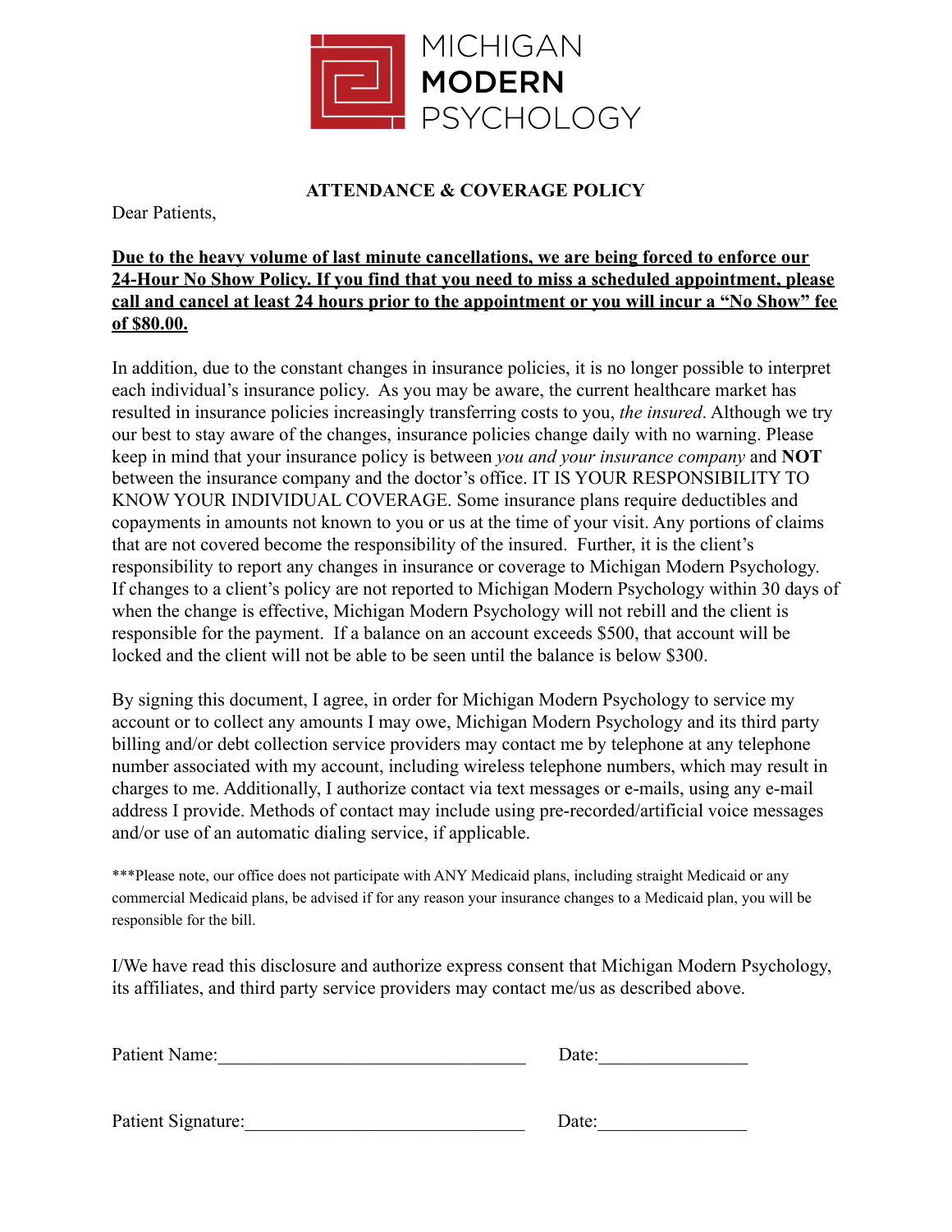MICHIGAN
**MODERN**
PSYCHOLOGY

## ATTENDANCE & COVERAGE POLICY

Dear Patients,

**<u>Due to the heavy volume of last minute cancellations, we are being forced to enforce our 24-Hour No Show Policy. If you find that you need to miss a scheduled appointment, please call and cancel at least 24 hours prior to the appointment or you will incur a "No Show" fee of $80.00.</u>**

In addition, due to the constant changes in insurance policies, it is no longer possible to interpret each individual's insurance policy. As you may be aware, the current healthcare market has resulted in insurance policies increasingly transferring costs to you, *the insured*. Although we try our best to stay aware of the changes, insurance policies change daily with no warning. Please keep in mind that your insurance policy is between *you and your insurance company* and **NOT** between the insurance company and the doctor's office. IT IS YOUR RESPONSIBILITY TO KNOW YOUR INDIVIDUAL COVERAGE. Some insurance plans require deductibles and copayments in amounts not known to you or us at the time of your visit. Any portions of claims that are not covered become the responsibility of the insured. Further, it is the client's responsibility to report any changes in insurance or coverage to Michigan Modern Psychology. If changes to a client's policy are not reported to Michigan Modern Psychology within 30 days of when the change is effective, Michigan Modern Psychology will not rebill and the client is responsible for the payment. If a balance on an account exceeds $500, that account will be locked and the client will not be able to be seen until the balance is below $300.

By signing this document, I agree, in order for Michigan Modern Psychology to service my account or to collect any amounts I may owe, Michigan Modern Psychology and its third party billing and/or debt collection service providers may contact me by telephone at any telephone number associated with my account, including wireless telephone numbers, which may result in charges to me. Additionally, I authorize contact via text messages or e-mails, using any e-mail address I provide. Methods of contact may include using pre-recorded/artificial voice messages and/or use of an automatic dialing service, if applicable.

***Please note, our office does not participate with ANY Medicaid plans, including straight Medicaid or any commercial Medicaid plans, be advised if for any reason your insurance changes to a Medicaid plan, you will be responsible for the bill.

I/We have read this disclosure and authorize express consent that Michigan Modern Psychology, its affiliates, and third party service providers may contact me/us as described above.

Patient Name:________________________________ Date:_______________

Patient Signature:_____________________________ Date:_______________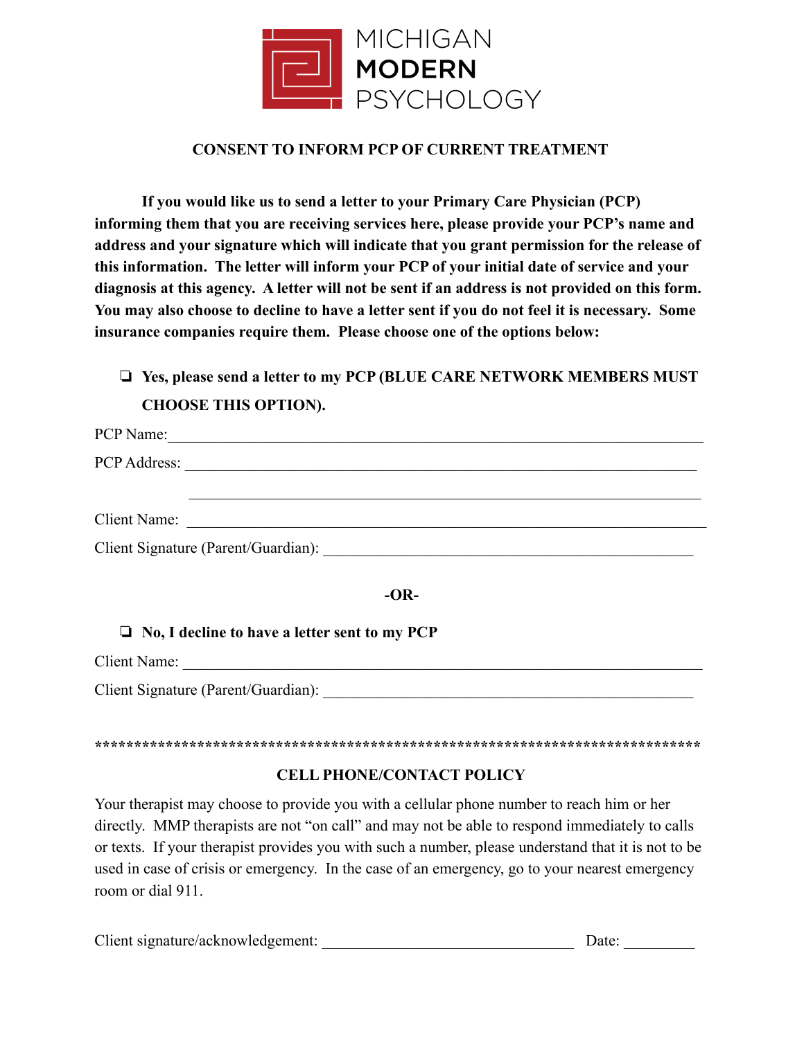MICHIGAN
**MODERN**
PSYCHOLOGY

## CONSENT TO INFORM PCP OF CURRENT TREATMENT

**If you would like us to send a letter to your Primary Care Physician (PCP) informing them that you are receiving services here, please provide your PCP's name and address and your signature which will indicate that you grant permission for the release of this information. The letter will inform your PCP of your initial date of service and your diagnosis at this agency. A letter will not be sent if an address is not provided on this form. You may also choose to decline to have a letter sent if you do not feel it is necessary. Some insurance companies require them. Please choose one of the options below:**

- ❏ **Yes, please send a letter to my PCP (BLUE CARE NETWORK MEMBERS MUST CHOOSE THIS OPTION).**

PCP Name: ________________________________________________________________________

PCP Address: ______________________________________________________________________

______________________________________________________________________

Client Name: ______________________________________________________________________

Client Signature (Parent/Guardian): _______________________________________________

**-OR-**

- ❏ **No, I decline to have a letter sent to my PCP**

Client Name: ______________________________________________________________________

Client Signature (Parent/Guardian): _______________________________________________

*******************************************************************************

## CELL PHONE/CONTACT POLICY

Your therapist may choose to provide you with a cellular phone number to reach him or her directly. MMP therapists are not "on call" and may not be able to respond immediately to calls or texts. If your therapist provides you with such a number, please understand that it is not to be used in case of crisis or emergency. In the case of an emergency, go to your nearest emergency room or dial 911.

Client signature/acknowledgement: _________________________________ Date: _________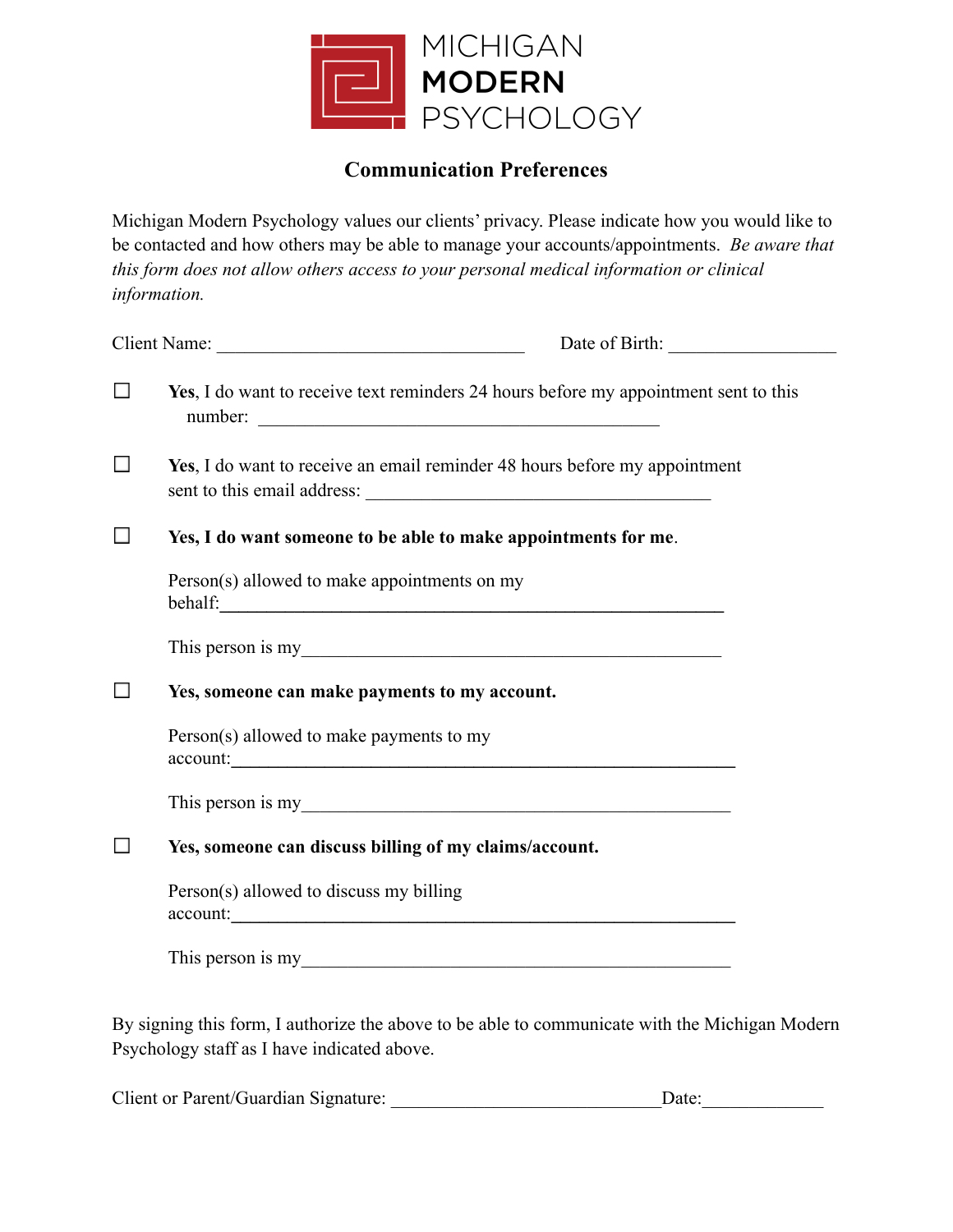MICHIGAN
**MODERN**
PSYCHOLOGY

## Communication Preferences

Michigan Modern Psychology values our clients' privacy. Please indicate how you would like to be contacted and how others may be able to manage your accounts/appointments. *Be aware that this form does not allow others access to your personal medical information or clinical information.*

Client Name: ________________________________ Date of Birth: _________________

☐ **Yes**, I do want to receive text reminders 24 hours before my appointment sent to this number: ____________________________________________

☐ **Yes**, I do want to receive an email reminder 48 hours before my appointment sent to this email address: ______________________________________

☐ **Yes, I do want someone to be able to make appointments for me**.

Person(s) allowed to make appointments on my behalf:_______________________________________________________

This person is my_____________________________________________

☐ **Yes, someone can make payments to my account.**

Person(s) allowed to make payments to my account:_______________________________________________________

This person is my_____________________________________________

☐ **Yes, someone can discuss billing of my claims/account.**

Person(s) allowed to discuss my billing account:_______________________________________________________

This person is my_____________________________________________

By signing this form, I authorize the above to be able to communicate with the Michigan Modern Psychology staff as I have indicated above.

Client or Parent/Guardian Signature: _____________________________Date:_____________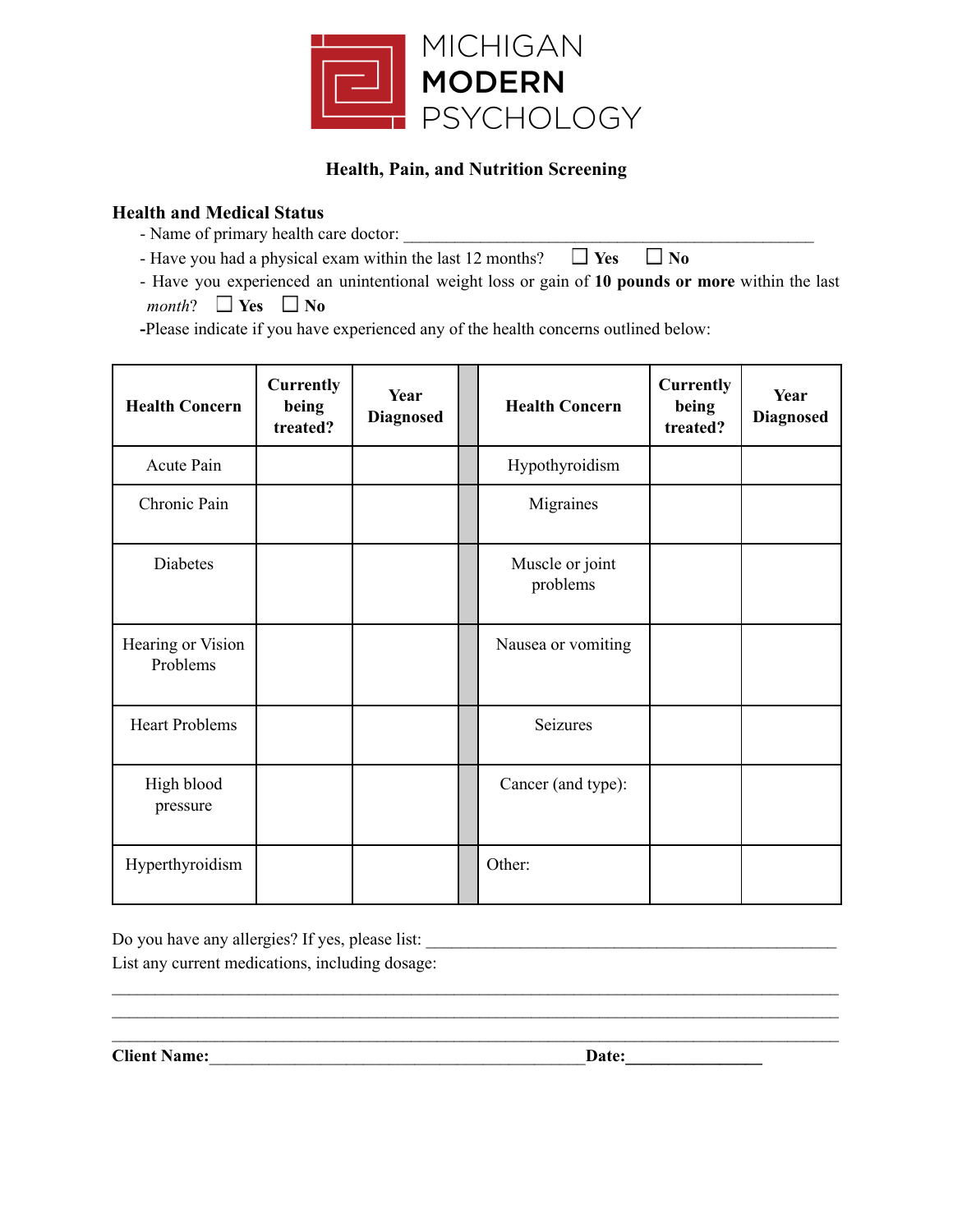MICHIGAN **MODERN** PSYCHOLOGY

**Health, Pain, and Nutrition Screening**

### Health and Medical Status

- Name of primary health care doctor: ___________________________________________
- Have you had a physical exam within the last 12 months? ☐ **Yes** ☐ **No**
- Have you experienced an unintentional weight loss or gain of **10 pounds or more** within the last *month*? ☐ **Yes** ☐ **No**
- Please indicate if you have experienced any of the health concerns outlined below:

| Health Concern | Currently being treated? | Year Diagnosed | | Health Concern | Currently being treated? | Year Diagnosed |
|---|---|---|---|---|---|---|
| Acute Pain | | | | Hypothyroidism | | |
| Chronic Pain | | | | Migraines | | |
| Diabetes | | | | Muscle or joint problems | | |
| Hearing or Vision Problems | | | | Nausea or vomiting | | |
| Heart Problems | | | | Seizures | | |
| High blood pressure | | | | Cancer (and type): | | |
| Hyperthyroidism | | | | Other: | | |

Do you have any allergies? If yes, please list: ___________________________________________

List any current medications, including dosage:

___________________________________________________________________________

___________________________________________________________________________

___________________________________________________________________________

**Client Name:**_________________________________________**Date:**_______________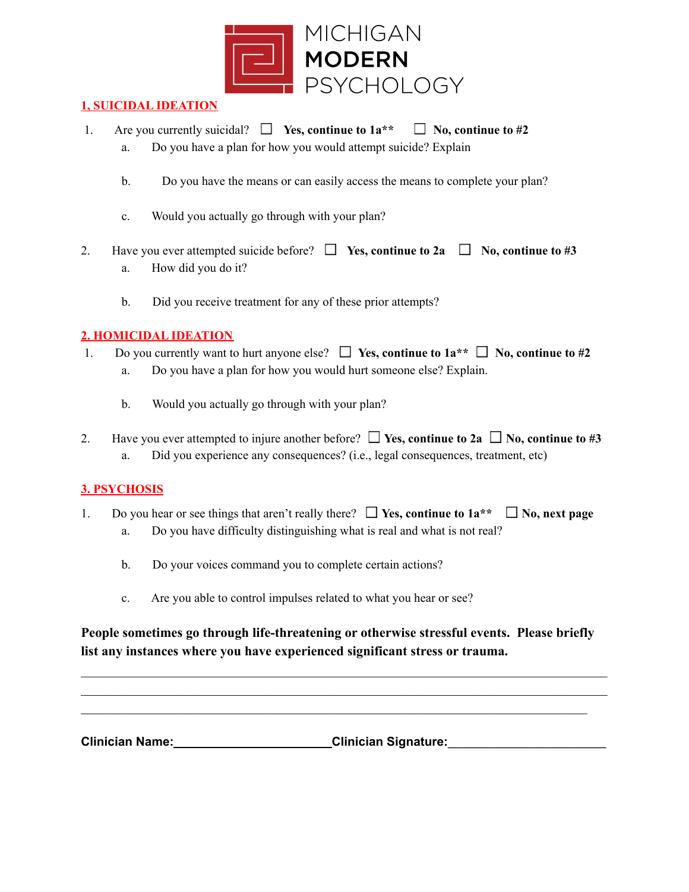MICHIGAN
**MODERN**
PSYCHOLOGY

## 1, SUICIDAL IDEATION

1. Are you currently suicidal? ☐ **Yes, continue to 1a**** ☐ **No, continue to #2**
   a. Do you have a plan for how you would attempt suicide? Explain

   b. Do you have the means or can easily access the means to complete your plan?

   c. Would you actually go through with your plan?

2. Have you ever attempted suicide before? ☐ **Yes, continue to 2a** ☐ **No, continue to #3**
   a. How did you do it?

   b. Did you receive treatment for any of these prior attempts?

## 2. HOMICIDAL IDEATION

1. Do you currently want to hurt anyone else? ☐ **Yes, continue to 1a**** ☐ **No, continue to #2**
   a. Do you have a plan for how you would hurt someone else? Explain.

   b. Would you actually go through with your plan?

2. Have you ever attempted to injure another before? ☐ **Yes, continue to 2a** ☐ **No, continue to #3**
   a. Did you experience any consequences? (i.e., legal consequences, treatment, etc)

## 3. PSYCHOSIS

1. Do you hear or see things that aren't really there? ☐ **Yes, continue to 1a**** ☐ **No, next page**
   a. Do you have difficulty distinguishing what is real and what is not real?

   b. Do your voices command you to complete certain actions?

   c. Are you able to control impulses related to what you hear or see?

**People sometimes go through life-threatening or otherwise stressful events. Please briefly list any instances where you have experienced significant stress or trauma.**

______________________________________________________________________________

______________________________________________________________________________

____________________________________________________________________________

**Clinician Name:**________________________**Clinician Signature:**________________________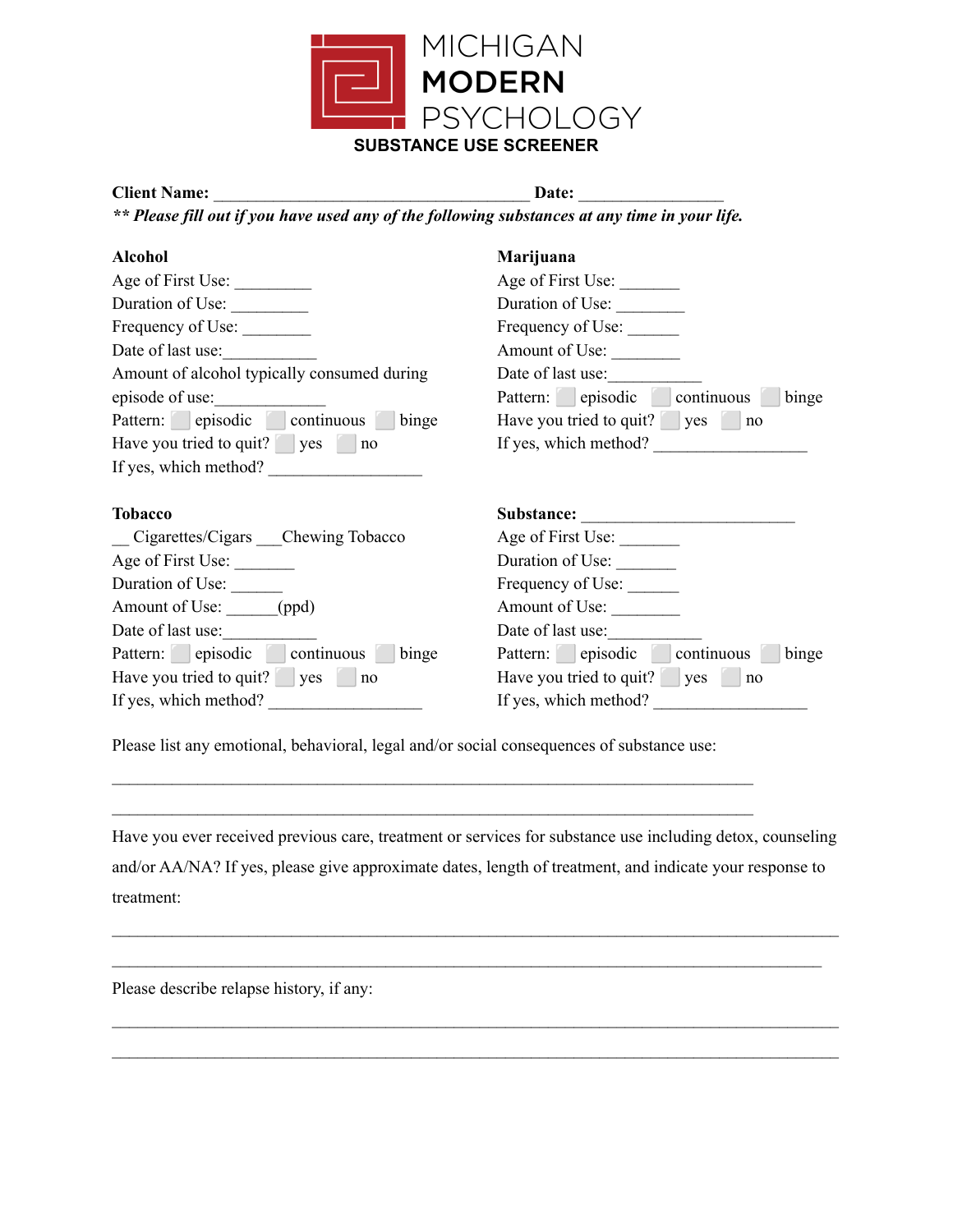MICHIGAN
**MODERN**
PSYCHOLOGY

# SUBSTANCE USE SCREENER

**Client Name:** ____________________________________ **Date:** ________________

***\** Please fill out if you have used any of the following substances at any time in your life.***

**Alcohol**

Age of First Use: _________

Duration of Use: _________

Frequency of Use: ________

Date of last use:___________

Amount of alcohol typically consumed during episode of use:____________

Pattern: ☐ episodic ☐ continuous ☐ binge

Have you tried to quit? ☐ yes ☐ no

If yes, which method? _________________

**Marijuana**

Age of First Use: _______

Duration of Use: ________

Frequency of Use: ______

Amount of Use: ________

Date of last use:___________

Pattern: ☐ episodic ☐ continuous ☐ binge

Have you tried to quit? ☐ yes ☐ no

If yes, which method? _________________

**Tobacco**

__ Cigarettes/Cigars ___Chewing Tobacco

Age of First Use: _______

Duration of Use: ______

Amount of Use: ______(ppd)

Date of last use:___________

Pattern: ☐ episodic ☐ continuous ☐ binge

Have you tried to quit? ☐ yes ☐ no

If yes, which method? _________________

**Substance:** ________________________

Age of First Use: _______

Duration of Use: _______

Frequency of Use: ______

Amount of Use: ________

Date of last use:___________

Pattern: ☐ episodic ☐ continuous ☐ binge

Have you tried to quit? ☐ yes ☐ no

If yes, which method? _________________

Please list any emotional, behavioral, legal and/or social consequences of substance use:

__________________________________________________________________________

__________________________________________________________________________

Have you ever received previous care, treatment or services for substance use including detox, counseling and/or AA/NA? If yes, please give approximate dates, length of treatment, and indicate your response to treatment:

__________________________________________________________________________

__________________________________________________________________________

Please describe relapse history, if any:

__________________________________________________________________________

__________________________________________________________________________